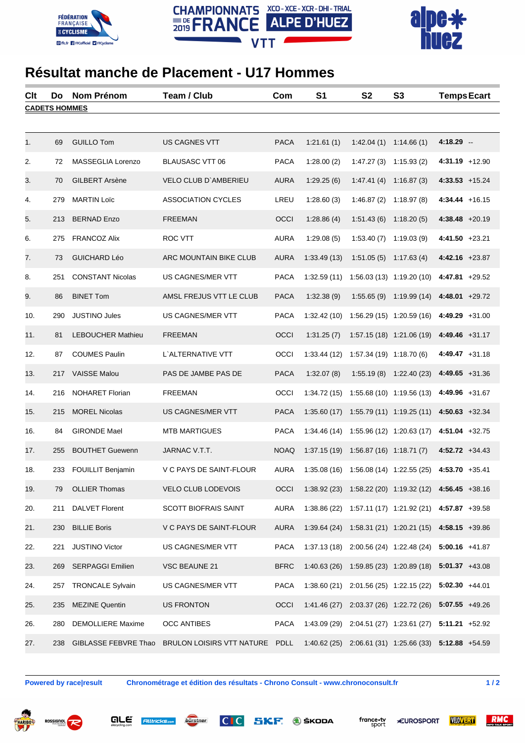CHAMPIONNATS DE FRANCE 2019 VTT — XCO - XCE - XCR - DHI - TRIAL — ALPE D'HUEZ

# Résultat manche de Placement - U17 Hommes

| Clt | Do | Nom Prénom | Team / Club | Com | S1 | S2 | S3 | Temps | Ecart |
|---|---|---|---|---|---|---|---|---|---|
| **CADETS HOMMES** | | | | | | | | | |
| 1. | 69 | GUILLO Tom | US CAGNES VTT | PACA | 1:21.61 (1) | 1:42.04 (1) | 1:14.66 (1) | **4:18.29** | -- |
| 2. | 72 | MASSEGLIA Lorenzo | BLAUSASC VTT 06 | PACA | 1:28.00 (2) | 1:47.27 (3) | 1:15.93 (2) | **4:31.19** | +12.90 |
| 3. | 70 | GILBERT Arsène | VELO CLUB D`AMBERIEU | AURA | 1:29.25 (6) | 1:47.41 (4) | 1:16.87 (3) | **4:33.53** | +15.24 |
| 4. | 279 | MARTIN Loïc | ASSOCIATION CYCLES | LREU | 1:28.60 (3) | 1:46.87 (2) | 1:18.97 (8) | **4:34.44** | +16.15 |
| 5. | 213 | BERNAD Enzo | FREEMAN | OCCI | 1:28.86 (4) | 1:51.43 (6) | 1:18.20 (5) | **4:38.48** | +20.19 |
| 6. | 275 | FRANCOZ Alix | ROC VTT | AURA | 1:29.08 (5) | 1:53.40 (7) | 1:19.03 (9) | **4:41.50** | +23.21 |
| 7. | 73 | GUICHARD Léo | ARC MOUNTAIN BIKE CLUB | AURA | 1:33.49 (13) | 1:51.05 (5) | 1:17.63 (4) | **4:42.16** | +23.87 |
| 8. | 251 | CONSTANT Nicolas | US CAGNES/MER VTT | PACA | 1:32.59 (11) | 1:56.03 (13) | 1:19.20 (10) | **4:47.81** | +29.52 |
| 9. | 86 | BINET Tom | AMSL FREJUS VTT LE CLUB | PACA | 1:32.38 (9) | 1:55.65 (9) | 1:19.99 (14) | **4:48.01** | +29.72 |
| 10. | 290 | JUSTINO Jules | US CAGNES/MER VTT | PACA | 1:32.42 (10) | 1:56.29 (15) | 1:20.59 (16) | **4:49.29** | +31.00 |
| 11. | 81 | LEBOUCHER Mathieu | FREEMAN | OCCI | 1:31.25 (7) | 1:57.15 (18) | 1:21.06 (19) | **4:49.46** | +31.17 |
| 12. | 87 | COUMES Paulin | L`ALTERNATIVE VTT | OCCI | 1:33.44 (12) | 1:57.34 (19) | 1:18.70 (6) | **4:49.47** | +31.18 |
| 13. | 217 | VAISSE Malou | PAS DE JAMBE PAS DE | PACA | 1:32.07 (8) | 1:55.19 (8) | 1:22.40 (23) | **4:49.65** | +31.36 |
| 14. | 216 | NOHARET Florian | FREEMAN | OCCI | 1:34.72 (15) | 1:55.68 (10) | 1:19.56 (13) | **4:49.96** | +31.67 |
| 15. | 215 | MOREL Nicolas | US CAGNES/MER VTT | PACA | 1:35.60 (17) | 1:55.79 (11) | 1:19.25 (11) | **4:50.63** | +32.34 |
| 16. | 84 | GIRONDE Mael | MTB MARTIGUES | PACA | 1:34.46 (14) | 1:55.96 (12) | 1:20.63 (17) | **4:51.04** | +32.75 |
| 17. | 255 | BOUTHET Guewenn | JARNAC V.T.T. | NOAQ | 1:37.15 (19) | 1:56.87 (16) | 1:18.71 (7) | **4:52.72** | +34.43 |
| 18. | 233 | FOUILLIT Benjamin | V C PAYS DE SAINT-FLOUR | AURA | 1:35.08 (16) | 1:56.08 (14) | 1:22.55 (25) | **4:53.70** | +35.41 |
| 19. | 79 | OLLIER Thomas | VELO CLUB LODEVOIS | OCCI | 1:38.92 (23) | 1:58.22 (20) | 1:19.32 (12) | **4:56.45** | +38.16 |
| 20. | 211 | DALVET Florent | SCOTT BIOFRAIS SAINT | AURA | 1:38.86 (22) | 1:57.11 (17) | 1:21.92 (21) | **4:57.87** | +39.58 |
| 21. | 230 | BILLIE Boris | V C PAYS DE SAINT-FLOUR | AURA | 1:39.64 (24) | 1:58.31 (21) | 1:20.21 (15) | **4:58.15** | +39.86 |
| 22. | 221 | JUSTINO Victor | US CAGNES/MER VTT | PACA | 1:37.13 (18) | 2:00.56 (24) | 1:22.48 (24) | **5:00.16** | +41.87 |
| 23. | 269 | SERPAGGI Emilien | VSC BEAUNE 21 | BFRC | 1:40.63 (26) | 1:59.85 (23) | 1:20.89 (18) | **5:01.37** | +43.08 |
| 24. | 257 | TRONCALE Sylvain | US CAGNES/MER VTT | PACA | 1:38.60 (21) | 2:01.56 (25) | 1:22.15 (22) | **5:02.30** | +44.01 |
| 25. | 235 | MEZINE Quentin | US FRONTON | OCCI | 1:41.46 (27) | 2:03.37 (26) | 1:22.72 (26) | **5:07.55** | +49.26 |
| 26. | 280 | DEMOLLIERE Maxime | OCC ANTIBES | PACA | 1:43.09 (29) | 2:04.51 (27) | 1:23.61 (27) | **5:11.21** | +52.92 |
| 27. | 238 | GIBLASSE FEBVRE Thao | BRULON LOISIRS VTT NATURE | PDLL | 1:40.62 (25) | 2:06.61 (31) | 1:25.66 (33) | **5:12.88** | +54.59 |

**Powered by race|result** — **Chronométrage et édition des résultats - Chrono Consult - www.chronoconsult.fr**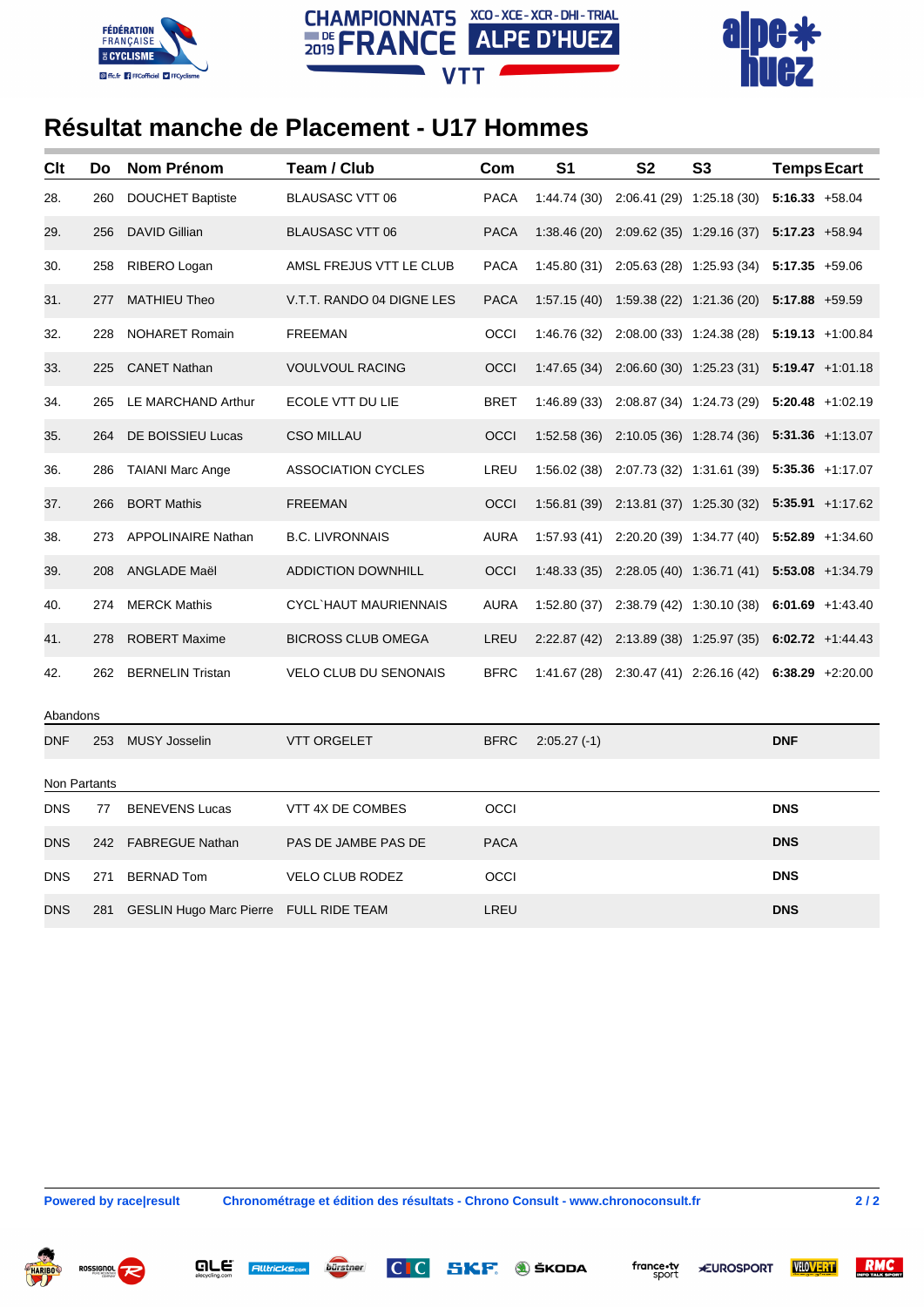# Résultat manche de Placement - U17 Hommes

| Clt | Do | Nom Prénom | Team / Club | Com | S1 | S2 | S3 | Temps | Ecart |
|---|---|---|---|---|---|---|---|---|---|
| 28. | 260 | DOUCHET Baptiste | BLAUSASC VTT 06 | PACA | 1:44.74 (30) | 2:06.41 (29) | 1:25.18 (30) | **5:16.33** | +58.04 |
| 29. | 256 | DAVID Gillian | BLAUSASC VTT 06 | PACA | 1:38.46 (20) | 2:09.62 (35) | 1:29.16 (37) | **5:17.23** | +58.94 |
| 30. | 258 | RIBERO Logan | AMSL FREJUS VTT LE CLUB | PACA | 1:45.80 (31) | 2:05.63 (28) | 1:25.93 (34) | **5:17.35** | +59.06 |
| 31. | 277 | MATHIEU Theo | V.T.T. RANDO 04 DIGNE LES | PACA | 1:57.15 (40) | 1:59.38 (22) | 1:21.36 (20) | **5:17.88** | +59.59 |
| 32. | 228 | NOHARET Romain | FREEMAN | OCCI | 1:46.76 (32) | 2:08.00 (33) | 1:24.38 (28) | **5:19.13** | +1:00.84 |
| 33. | 225 | CANET Nathan | VOULVOUL RACING | OCCI | 1:47.65 (34) | 2:06.60 (30) | 1:25.23 (31) | **5:19.47** | +1:01.18 |
| 34. | 265 | LE MARCHAND Arthur | ECOLE VTT DU LIE | BRET | 1:46.89 (33) | 2:08.87 (34) | 1:24.73 (29) | **5:20.48** | +1:02.19 |
| 35. | 264 | DE BOISSIEU Lucas | CSO MILLAU | OCCI | 1:52.58 (36) | 2:10.05 (36) | 1:28.74 (36) | **5:31.36** | +1:13.07 |
| 36. | 286 | TAIANI Marc Ange | ASSOCIATION CYCLES | LREU | 1:56.02 (38) | 2:07.73 (32) | 1:31.61 (39) | **5:35.36** | +1:17.07 |
| 37. | 266 | BORT Mathis | FREEMAN | OCCI | 1:56.81 (39) | 2:13.81 (37) | 1:25.30 (32) | **5:35.91** | +1:17.62 |
| 38. | 273 | APPOLINAIRE Nathan | B.C. LIVRONNAIS | AURA | 1:57.93 (41) | 2:20.20 (39) | 1:34.77 (40) | **5:52.89** | +1:34.60 |
| 39. | 208 | ANGLADE Maël | ADDICTION DOWNHILL | OCCI | 1:48.33 (35) | 2:28.05 (40) | 1:36.71 (41) | **5:53.08** | +1:34.79 |
| 40. | 274 | MERCK Mathis | CYCL`HAUT MAURIENNAIS | AURA | 1:52.80 (37) | 2:38.79 (42) | 1:30.10 (38) | **6:01.69** | +1:43.40 |
| 41. | 278 | ROBERT Maxime | BICROSS CLUB OMEGA | LREU | 2:22.87 (42) | 2:13.89 (38) | 1:25.97 (35) | **6:02.72** | +1:44.43 |
| 42. | 262 | BERNELIN Tristan | VELO CLUB DU SENONAIS | BFRC | 1:41.67 (28) | 2:30.47 (41) | 2:26.16 (42) | **6:38.29** | +2:20.00 |

Abandons

| Clt | Do | Nom Prénom | Team / Club | Com | S1 | S2 | S3 | Temps | Ecart |
|---|---|---|---|---|---|---|---|---|---|
| DNF | 253 | MUSY Josselin | VTT ORGELET | BFRC | 2:05.27 (-1) | | | **DNF** | |

Non Partants

| Clt | Do | Nom Prénom | Team / Club | Com | S1 | S2 | S3 | Temps | Ecart |
|---|---|---|---|---|---|---|---|---|---|
| DNS | 77 | BENEVENS Lucas | VTT 4X DE COMBES | OCCI | | | | **DNS** | |
| DNS | 242 | FABREGUE Nathan | PAS DE JAMBE PAS DE | PACA | | | | **DNS** | |
| DNS | 271 | BERNAD Tom | VELO CLUB RODEZ | OCCI | | | | **DNS** | |
| DNS | 281 | GESLIN Hugo Marc Pierre | FULL RIDE TEAM | LREU | | | | **DNS** | |

**Powered by race|result** **Chronométrage et édition des résultats - Chrono Consult - www.chronoconsult.fr**